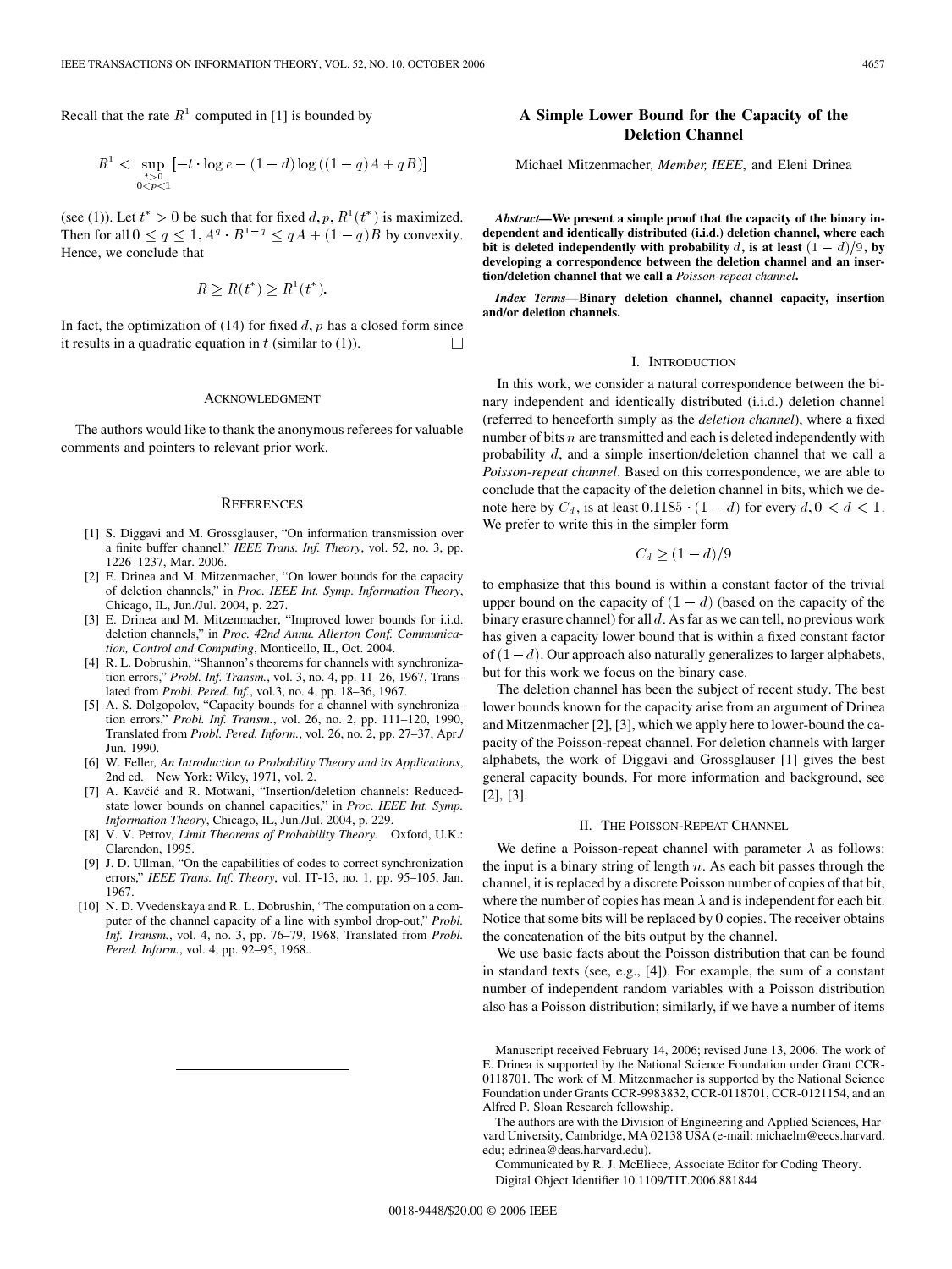Recall that the rate $R^1$ computed in [1] is bounded by

$$R^1 < \sup_{\substack{t>0 \\ 0<p<1}} \left[-t \cdot \log e - (1-d)\log\left((1-q)A + qB\right)\right]$$

(see (1)). Let $t^* > 0$ be such that for fixed $d, p$, $R^1(t^*)$ is maximized. Then for all $0 \leq q \leq 1$, $A^q \cdot B^{1-q} \leq qA + (1-q)B$ by convexity. Hence, we conclude that

$$R \geq R(t^*) \geq R^1(t^*).$$

In fact, the optimization of (14) for fixed $d, p$ has a closed form since it results in a quadratic equation in $t$ (similar to (1)). □

## Acknowledgment

The authors would like to thank the anonymous referees for valuable comments and pointers to relevant prior work.

## References

[1] S. Diggavi and M. Grossglauser, "On information transmission over a finite buffer channel," *IEEE Trans. Inf. Theory*, vol. 52, no. 3, pp. 1226–1237, Mar. 2006.

[2] E. Drinea and M. Mitzenmacher, "On lower bounds for the capacity of deletion channels," in *Proc. IEEE Int. Symp. Information Theory*, Chicago, IL, Jun./Jul. 2004, p. 227.

[3] E. Drinea and M. Mitzenmacher, "Improved lower bounds for i.i.d. deletion channels," in *Proc. 42nd Annu. Allerton Conf. Communication, Control and Computing*, Monticello, IL, Oct. 2004.

[4] R. L. Dobrushin, "Shannon's theorems for channels with synchronization errors," *Probl. Inf. Transm.*, vol. 3, no. 4, pp. 11–26, 1967, Translated from *Probl. Pered. Inf.*, vol.3, no. 4, pp. 18–36, 1967.

[5] A. S. Dolgopolov, "Capacity bounds for a channel with synchronization errors," *Probl. Inf. Transm.*, vol. 26, no. 2, pp. 111–120, 1990, Translated from *Probl. Pered. Inform.*, vol. 26, no. 2, pp. 27–37, Apr./Jun. 1990.

[6] W. Feller, *An Introduction to Probability Theory and its Applications*, 2nd ed. New York: Wiley, 1971, vol. 2.

[7] A. Kavčić and R. Motwani, "Insertion/deletion channels: Reduced-state lower bounds on channel capacities," in *Proc. IEEE Int. Symp. Information Theory*, Chicago, IL, Jun./Jul. 2004, p. 229.

[8] V. V. Petrov, *Limit Theorems of Probability Theory*. Oxford, U.K.: Clarendon, 1995.

[9] J. D. Ullman, "On the capabilities of codes to correct synchronization errors," *IEEE Trans. Inf. Theory*, vol. IT-13, no. 1, pp. 95–105, Jan. 1967.

[10] N. D. Vvedenskaya and R. L. Dobrushin, "The computation on a computer of the channel capacity of a line with symbol drop-out," *Probl. Inf. Transm.*, vol. 4, no. 3, pp. 76–79, 1968, Translated from *Probl. Pered. Inform.*, vol. 4, pp. 92–95, 1968..

# A Simple Lower Bound for the Capacity of the Deletion Channel

Michael Mitzenmacher, *Member, IEEE*, and Eleni Drinea

***Abstract*—We present a simple proof that the capacity of the binary independent and identically distributed (i.i.d.) deletion channel, where each bit is deleted independently with probability $d$, is at least $(1-d)/9$, by developing a correspondence between the deletion channel and an insertion/deletion channel that we call a *Poisson-repeat channel*.**

***Index Terms*—Binary deletion channel, channel capacity, insertion and/or deletion channels.**

## I. Introduction

In this work, we consider a natural correspondence between the binary independent and identically distributed (i.i.d.) deletion channel (referred to henceforth simply as the *deletion channel*), where a fixed number of bits $n$ are transmitted and each is deleted independently with probability $d$, and a simple insertion/deletion channel that we call a *Poisson-repeat channel*. Based on this correspondence, we are able to conclude that the capacity of the deletion channel in bits, which we denote here by $C_d$, is at least $0.1185 \cdot (1-d)$ for every $d, 0 < d < 1$. We prefer to write this in the simpler form

$$C_d \geq (1-d)/9$$

to emphasize that this bound is within a constant factor of the trivial upper bound on the capacity of $(1-d)$ (based on the capacity of the binary erasure channel) for all $d$. As far as we can tell, no previous work has given a capacity lower bound that is within a fixed constant factor of $(1-d)$. Our approach also naturally generalizes to larger alphabets, but for this work we focus on the binary case.

The deletion channel has been the subject of recent study. The best lower bounds known for the capacity arise from an argument of Drinea and Mitzenmacher [2], [3], which we apply here to lower-bound the capacity of the Poisson-repeat channel. For deletion channels with larger alphabets, the work of Diggavi and Grossglauser [1] gives the best general capacity bounds. For more information and background, see [2], [3].

## II. The Poisson-Repeat Channel

We define a Poisson-repeat channel with parameter $\lambda$ as follows: the input is a binary string of length $n$. As each bit passes through the channel, it is replaced by a discrete Poisson number of copies of that bit, where the number of copies has mean $\lambda$ and is independent for each bit. Notice that some bits will be replaced by 0 copies. The receiver obtains the concatenation of the bits output by the channel.

We use basic facts about the Poisson distribution that can be found in standard texts (see, e.g., [4]). For example, the sum of a constant number of independent random variables with a Poisson distribution also has a Poisson distribution; similarly, if we have a number of items

Manuscript received February 14, 2006; revised June 13, 2006. The work of E. Drinea is supported by the National Science Foundation under Grant CCR-0118701. The work of M. Mitzenmacher is supported by the National Science Foundation under Grants CCR-9983832, CCR-0118701, CCR-0121154, and an Alfred P. Sloan Research fellowship.

The authors are with the Division of Engineering and Applied Sciences, Harvard University, Cambridge, MA 02138 USA (e-mail: michaelm@eecs.harvard.edu; edrinea@deas.harvard.edu).

Communicated by R. J. McEliece, Associate Editor for Coding Theory.

Digital Object Identifier 10.1109/TIT.2006.881844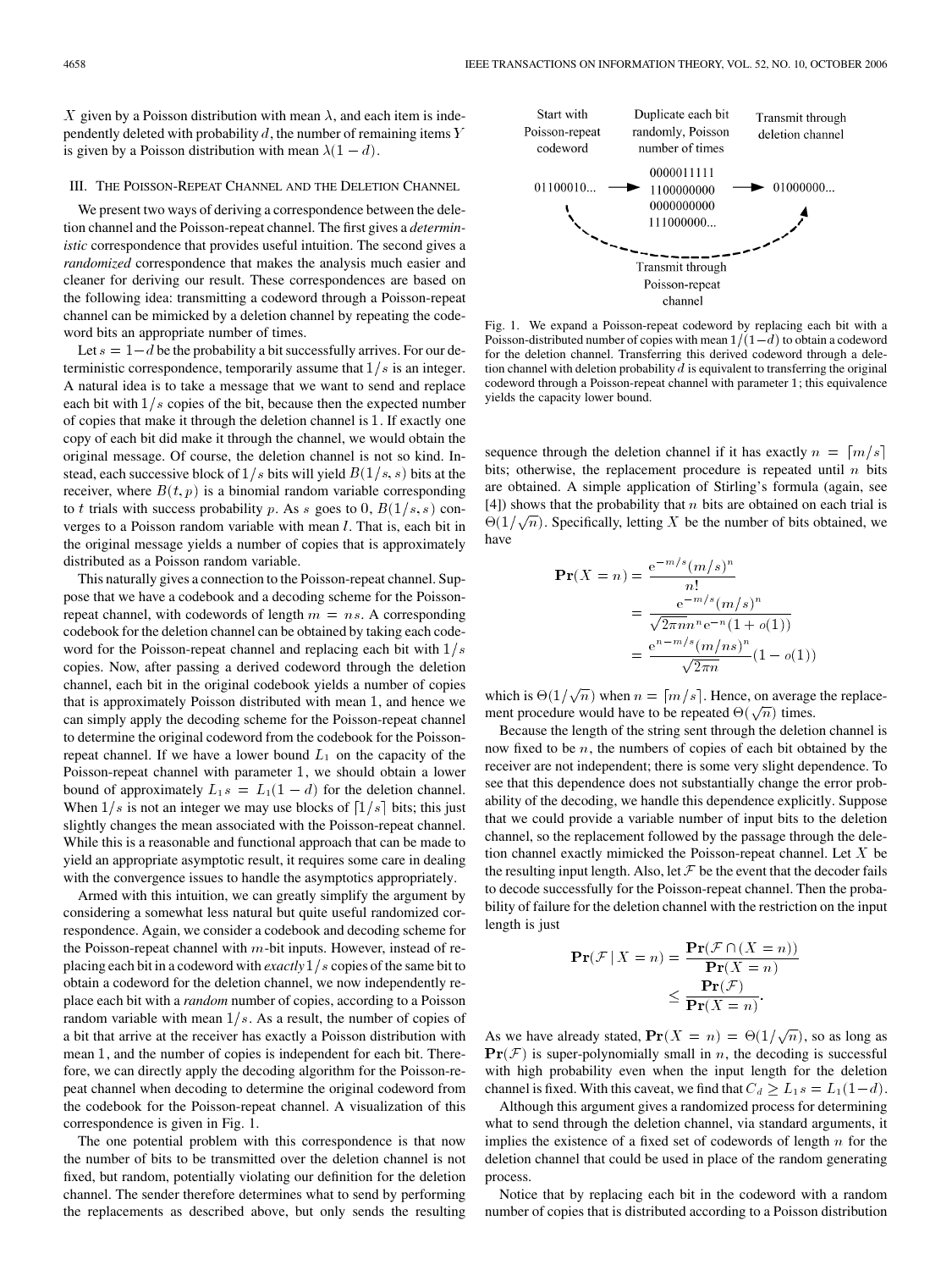$X$ given by a Poisson distribution with mean $\lambda$, and each item is independently deleted with probability $d$, the number of remaining items $Y$ is given by a Poisson distribution with mean $\lambda(1-d)$.

## III. The Poisson-Repeat Channel and the Deletion Channel

We present two ways of deriving a correspondence between the deletion channel and the Poisson-repeat channel. The first gives a *deterministic* correspondence that provides useful intuition. The second gives a *randomized* correspondence that makes the analysis much easier and cleaner for deriving our result. These correspondences are based on the following idea: transmitting a codeword through a Poisson-repeat channel can be mimicked by a deletion channel by repeating the codeword bits an appropriate number of times.

Let $s = 1-d$ be the probability a bit successfully arrives. For our deterministic correspondence, temporarily assume that $1/s$ is an integer. A natural idea is to take a message that we want to send and replace each bit with $1/s$ copies of the bit, because then the expected number of copies that make it through the deletion channel is 1. If exactly one copy of each bit did make it through the channel, we would obtain the original message. Of course, the deletion channel is not so kind. Instead, each successive block of $1/s$ bits will yield $B(1/s, s)$ bits at the receiver, where $B(t,p)$ is a binomial random variable corresponding to $t$ trials with success probability $p$. As $s$ goes to 0, $B(1/s, s)$ converges to a Poisson random variable with mean $1$. That is, each bit in the original message yields a number of copies that is approximately distributed as a Poisson random variable.

This naturally gives a connection to the Poisson-repeat channel. Suppose that we have a codebook and a decoding scheme for the Poisson-repeat channel, with codewords of length $m = ns$. A corresponding codebook for the deletion channel can be obtained by taking each codeword for the Poisson-repeat channel and replacing each bit with $1/s$ copies. Now, after passing a derived codeword through the deletion channel, each bit in the original codebook yields a number of copies that is approximately Poisson distributed with mean 1, and hence we can simply apply the decoding scheme for the Poisson-repeat channel to determine the original codeword from the codebook for the Poisson-repeat channel. If we have a lower bound $L_1$ on the capacity of the Poisson-repeat channel with parameter 1, we should obtain a lower bound of approximately $L_1 s = L_1(1-d)$ for the deletion channel. When $1/s$ is not an integer we may use blocks of $\lceil 1/s \rceil$ bits; this just slightly changes the mean associated with the Poisson-repeat channel. While this is a reasonable and functional approach that can be made to yield an appropriate asymptotic result, it requires some care in dealing with the convergence issues to handle the asymptotics appropriately.

Armed with this intuition, we can greatly simplify the argument by considering a somewhat less natural but quite useful randomized correspondence. Again, we consider a codebook and decoding scheme for the Poisson-repeat channel with $m$-bit inputs. However, instead of replacing each bit in a codeword with *exactly* $1/s$ copies of the same bit to obtain a codeword for the deletion channel, we now independently replace each bit with a *random* number of copies, according to a Poisson random variable with mean $1/s$. As a result, the number of copies of a bit that arrive at the receiver has exactly a Poisson distribution with mean 1, and the number of copies is independent for each bit. Therefore, we can directly apply the decoding algorithm for the Poisson-repeat channel when decoding to determine the original codeword from the codebook for the Poisson-repeat channel. A visualization of this correspondence is given in Fig. 1.

The one potential problem with this correspondence is that now the number of bits to be transmitted over the deletion channel is not fixed, but random, potentially violating our definition for the deletion channel. The sender therefore determines what to send by performing the replacements as described above, but only sends the resulting

Start with Poisson-repeat codeword | Duplicate each bit randomly, Poisson number of times | Transmit through deletion channel

01100010... → 0000011111 1100000000 0000000000 111000000... → 01000000...

Transmit through Poisson-repeat channel

Fig. 1. We expand a Poisson-repeat codeword by replacing each bit with a Poisson-distributed number of copies with mean $1/(1-d)$ to obtain a codeword for the deletion channel. Transferring this derived codeword through a deletion channel with deletion probability $d$ is equivalent to transferring the original codeword through a Poisson-repeat channel with parameter 1; this equivalence yields the capacity lower bound.

sequence through the deletion channel if it has exactly $n = \lceil m/s \rceil$ bits; otherwise, the replacement procedure is repeated until $n$ bits are obtained. A simple application of Stirling's formula (again, see [4]) shows that the probability that $n$ bits are obtained on each trial is $\Theta(1/\sqrt{n})$. Specifically, letting $X$ be the number of bits obtained, we have

$$\begin{aligned}
\mathbf{Pr}(X = n) &= \frac{e^{-m/s}(m/s)^n}{n!} \\
&= \frac{e^{-m/s}(m/s)^n}{\sqrt{2\pi n}n^n e^{-n}(1+o(1))} \\
&= \frac{e^{n-m/s}(m/ns)^n}{\sqrt{2\pi n}}(1-o(1))
\end{aligned}$$

which is $\Theta(1/\sqrt{n})$ when $n = \lceil m/s \rceil$. Hence, on average the replacement procedure would have to be repeated $\Theta(\sqrt{n})$ times.

Because the length of the string sent through the deletion channel is now fixed to be $n$, the numbers of copies of each bit obtained by the receiver are not independent; there is some very slight dependence. To see that this dependence does not substantially change the error probability of the decoding, we handle this dependence explicitly. Suppose that we could provide a variable number of input bits to the deletion channel, so the replacement followed by the passage through the deletion channel exactly mimicked the Poisson-repeat channel. Let $X$ be the resulting input length. Also, let $\mathcal{F}$ be the event that the decoder fails to decode successfully for the Poisson-repeat channel. Then the probability of failure for the deletion channel with the restriction on the input length is just

$$\begin{aligned}
\mathbf{Pr}(\mathcal{F} \mid X = n) &= \frac{\mathbf{Pr}(\mathcal{F} \cap (X = n))}{\mathbf{Pr}(X = n)} \\
&\leq \frac{\mathbf{Pr}(\mathcal{F})}{\mathbf{Pr}(X = n)}.
\end{aligned}$$

As we have already stated, $\mathbf{Pr}(X = n) = \Theta(1/\sqrt{n})$, so as long as $\mathbf{Pr}(\mathcal{F})$ is super-polynomially small in $n$, the decoding is successful with high probability even when the input length for the deletion channel is fixed. With this caveat, we find that $C_d \geq L_1 s = L_1(1-d)$.

Although this argument gives a randomized process for determining what to send through the deletion channel, via standard arguments, it implies the existence of a fixed set of codewords of length $n$ for the deletion channel that could be used in place of the random generating process.

Notice that by replacing each bit in the codeword with a random number of copies that is distributed according to a Poisson distribution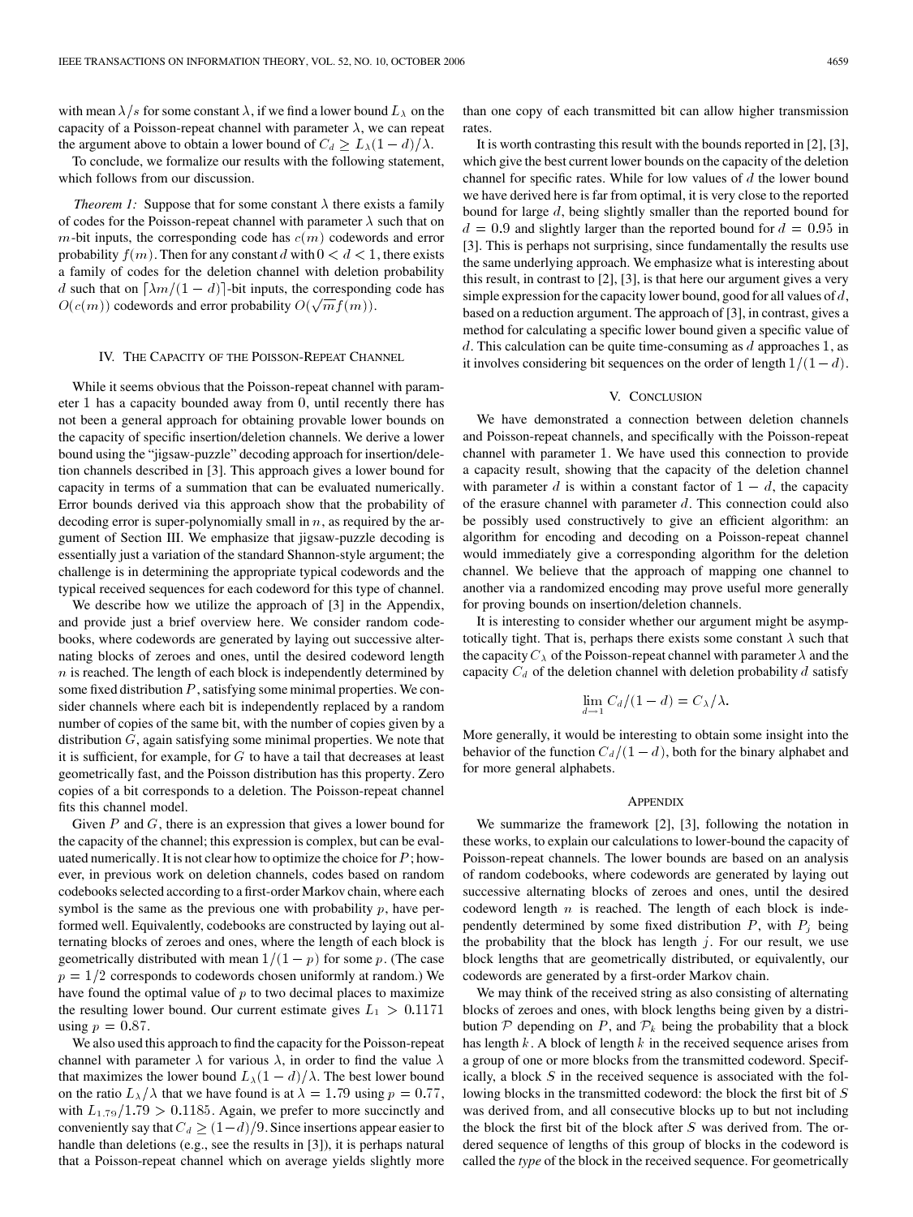with mean $\lambda/s$ for some constant $\lambda$, if we find a lower bound $L_\lambda$ on the capacity of a Poisson-repeat channel with parameter $\lambda$, we can repeat the argument above to obtain a lower bound of $C_d \geq L_\lambda(1-d)/\lambda$.

To conclude, we formalize our results with the following statement, which follows from our discussion.

*Theorem 1:* Suppose that for some constant $\lambda$ there exists a family of codes for the Poisson-repeat channel with parameter $\lambda$ such that on $m$-bit inputs, the corresponding code has $c(m)$ codewords and error probability $f(m)$. Then for any constant $d$ with $0 < d < 1$, there exists a family of codes for the deletion channel with deletion probability $d$ such that on $\lceil \lambda m/(1-d) \rceil$-bit inputs, the corresponding code has $O(c(m))$ codewords and error probability $O(\sqrt{m} f(m))$.

## IV. The Capacity of the Poisson-Repeat Channel

While it seems obvious that the Poisson-repeat channel with parameter 1 has a capacity bounded away from 0, until recently there has not been a general approach for obtaining provable lower bounds on the capacity of specific insertion/deletion channels. We derive a lower bound using the "jigsaw-puzzle" decoding approach for insertion/deletion channels described in [3]. This approach gives a lower bound for capacity in terms of a summation that can be evaluated numerically. Error bounds derived via this approach show that the probability of decoding error is super-polynomially small in $n$, as required by the argument of Section III. We emphasize that jigsaw-puzzle decoding is essentially just a variation of the standard Shannon-style argument; the challenge is in determining the appropriate typical codewords and the typical received sequences for each codeword for this type of channel.

We describe how we utilize the approach of [3] in the Appendix, and provide just a brief overview here. We consider random codebooks, where codewords are generated by laying out successive alternating blocks of zeroes and ones, until the desired codeword length $n$ is reached. The length of each block is independently determined by some fixed distribution $P$, satisfying some minimal properties. We consider channels where each bit is independently replaced by a random number of copies of the same bit, with the number of copies given by a distribution $G$, again satisfying some minimal properties. We note that it is sufficient, for example, for $G$ to have a tail that decreases at least geometrically fast, and the Poisson distribution has this property. Zero copies of a bit corresponds to a deletion. The Poisson-repeat channel fits this channel model.

Given $P$ and $G$, there is an expression that gives a lower bound for the capacity of the channel; this expression is complex, but can be evaluated numerically. It is not clear how to optimize the choice for $P$; however, in previous work on deletion channels, codes based on random codebooks selected according to a first-order Markov chain, where each symbol is the same as the previous one with probability $p$, have performed well. Equivalently, codebooks are constructed by laying out alternating blocks of zeroes and ones, where the length of each block is geometrically distributed with mean $1/(1-p)$ for some $p$. (The case $p = 1/2$ corresponds to codewords chosen uniformly at random.) We have found the optimal value of $p$ to two decimal places to maximize the resulting lower bound. Our current estimate gives $L_1 > 0.1171$ using $p = 0.87$.

We also used this approach to find the capacity for the Poisson-repeat channel with parameter $\lambda$ for various $\lambda$, in order to find the value $\lambda$ that maximizes the lower bound $L_\lambda(1-d)/\lambda$. The best lower bound on the ratio $L_\lambda/\lambda$ that we have found is at $\lambda = 1.79$ using $p = 0.77$, with $L_{1.79}/1.79 > 0.1185$. Again, we prefer to more succinctly and conveniently say that $C_d \geq (1-d)/9$. Since insertions appear easier to handle than deletions (e.g., see the results in [3]), it is perhaps natural that a Poisson-repeat channel which on average yields slightly more than one copy of each transmitted bit can allow higher transmission rates.

It is worth contrasting this result with the bounds reported in [2], [3], which give the best current lower bounds on the capacity of the deletion channel for specific rates. While for low values of $d$ the lower bound we have derived here is far from optimal, it is very close to the reported bound for large $d$, being slightly smaller than the reported bound for $d = 0.9$ and slightly larger than the reported bound for $d = 0.95$ in [3]. This is perhaps not surprising, since fundamentally the results use the same underlying approach. We emphasize what is interesting about this result, in contrast to [2], [3], is that here our argument gives a very simple expression for the capacity lower bound, good for all values of $d$, based on a reduction argument. The approach of [3], in contrast, gives a method for calculating a specific lower bound given a specific value of $d$. This calculation can be quite time-consuming as $d$ approaches 1, as it involves considering bit sequences on the order of length $1/(1-d)$.

## V. Conclusion

We have demonstrated a connection between deletion channels and Poisson-repeat channels, and specifically with the Poisson-repeat channel with parameter 1. We have used this connection to provide a capacity result, showing that the capacity of the deletion channel with parameter $d$ is within a constant factor of $1-d$, the capacity of the erasure channel with parameter $d$. This connection could also be possibly used constructively to give an efficient algorithm: an algorithm for encoding and decoding on a Poisson-repeat channel would immediately give a corresponding algorithm for the deletion channel. We believe that the approach of mapping one channel to another via a randomized encoding may prove useful more generally for proving bounds on insertion/deletion channels.

It is interesting to consider whether our argument might be asymptotically tight. That is, perhaps there exists some constant $\lambda$ such that the capacity $C_\lambda$ of the Poisson-repeat channel with parameter $\lambda$ and the capacity $C_d$ of the deletion channel with deletion probability $d$ satisfy

$$\lim_{d \to 1} C_d/(1-d) = C_\lambda/\lambda.$$

More generally, it would be interesting to obtain some insight into the behavior of the function $C_d/(1-d)$, both for the binary alphabet and for more general alphabets.

## Appendix

We summarize the framework [2], [3], following the notation in these works, to explain our calculations to lower-bound the capacity of Poisson-repeat channels. The lower bounds are based on an analysis of random codebooks, where codewords are generated by laying out successive alternating blocks of zeroes and ones, until the desired codeword length $n$ is reached. The length of each block is independently determined by some fixed distribution $P$, with $P_j$ being the probability that the block has length $j$. For our result, we use block lengths that are geometrically distributed, or equivalently, our codewords are generated by a first-order Markov chain.

We may think of the received string as also consisting of alternating blocks of zeroes and ones, with block lengths being given by a distribution $\mathcal{P}$ depending on $P$, and $\mathcal{P}_k$ being the probability that a block has length $k$. A block of length $k$ in the received sequence arises from a group of one or more blocks from the transmitted codeword. Specifically, a block $S$ in the received sequence is associated with the following blocks in the transmitted codeword: the block the first bit of $S$ was derived from, and all consecutive blocks up to but not including the block the first bit of the block after $S$ was derived from. The ordered sequence of lengths of this group of blocks in the codeword is called the *type* of the block in the received sequence. For geometrically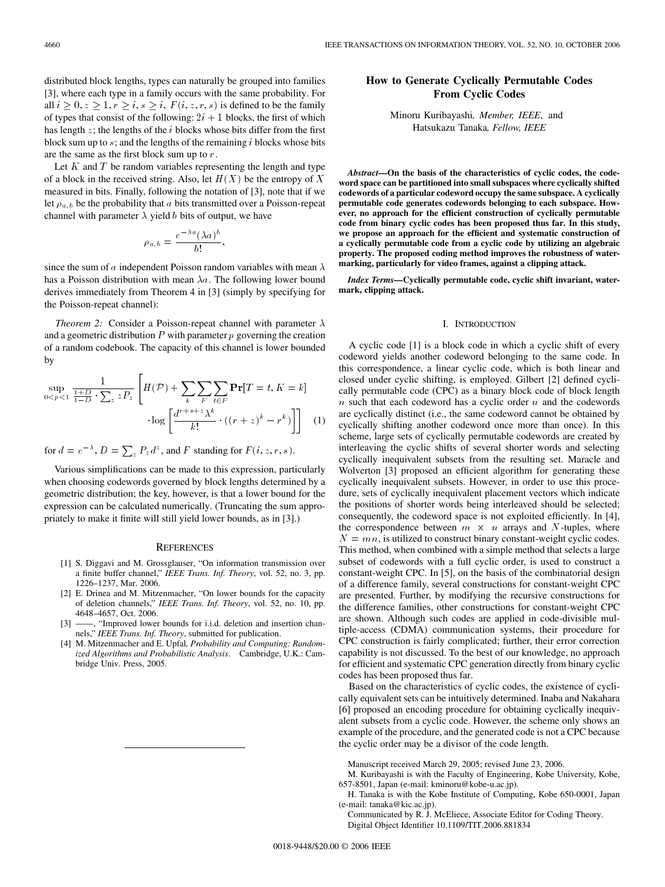distributed block lengths, types can naturally be grouped into families [3], where each type in a family occurs with the same probability. For all $i \geq 0, z \geq 1, r \geq i, s \geq i$, $F(i, z, r, s)$ is defined to be the family of types that consist of the following: $2i+1$ blocks, the first of which has length $z$; the lengths of the $i$ blocks whose bits differ from the first block sum up to $s$; and the lengths of the remaining $i$ blocks whose bits are the same as the first block sum up to $r$.

Let $K$ and $T$ be random variables representing the length and type of a block in the received string. Also, let $H(X)$ be the entropy of $X$ measured in bits. Finally, following the notation of [3], note that if we let $\rho_{a,b}$ be the probability that $a$ bits transmitted over a Poisson-repeat channel with parameter $\lambda$ yield $b$ bits of output, we have

$$\rho_{a,b} = \frac{e^{-\lambda a}(\lambda a)^b}{b!},$$

since the sum of $a$ independent Poisson random variables with mean $\lambda$ has a Poisson distribution with mean $\lambda a$. The following lower bound derives immediately from Theorem 4 in [3] (simply by specifying for the Poisson-repeat channel):

*Theorem 2:* Consider a Poisson-repeat channel with parameter $\lambda$ and a geometric distribution $P$ with parameter $p$ governing the creation of a random codebook. The capacity of this channel is lower bounded by

$$\sup_{0<p<1} \frac{1}{\frac{1+D}{1-D} \cdot \sum_z zP_z} \left[ H(\mathcal{P}) + \sum_k \sum_F \sum_{t \in F} \mathbf{Pr}[T=t, K=k] \cdot \log \left[ \frac{d^{r+s+z} \lambda^k}{k!} \cdot ((r+z)^k - r^k) \right] \right] \quad (1)$$

for $d = e^{-\lambda}$, $D = \sum_z P_z d^z$, and $F$ standing for $F(i, z, r, s)$.

Various simplifications can be made to this expression, particularly when choosing codewords governed by block lengths determined by a geometric distribution; the key, however, is that a lower bound for the expression can be calculated numerically. (Truncating the sum appropriately to make it finite will still yield lower bounds, as in [3].)

## References

[1] S. Diggavi and M. Grossglauser, "On information transmission over a finite buffer channel," *IEEE Trans. Inf. Theory*, vol. 52, no. 3, pp. 1226–1237, Mar. 2006.

[2] E. Drinea and M. Mitzenmacher, "On lower bounds for the capacity of deletion channels," *IEEE Trans. Inf. Theory*, vol. 52, no. 10, pp. 4648–4657, Oct. 2006.

[3] ——, "Improved lower bounds for i.i.d. deletion and insertion channels," *IEEE Trans. Inf. Theory*, submitted for publication.

[4] M. Mitzenmacher and E. Upfal, *Probability and Computing: Randomized Algorithms and Probabilistic Analysis*. Cambridge, U.K.: Cambridge Univ. Press, 2005.

# How to Generate Cyclically Permutable Codes From Cyclic Codes

Minoru Kuribayashi, *Member, IEEE*, and Hatsukazu Tanaka, *Fellow, IEEE*

***Abstract*—On the basis of the characteristics of cyclic codes, the codeword space can be partitioned into small subspaces where cyclically shifted codewords of a particular codeword occupy the same subspace. A cyclically permutable code generates codewords belonging to each subspace. However, no approach for the efficient construction of cyclically permutable code from binary cyclic codes has been proposed thus far. In this study, we propose an approach for the efficient and systematic construction of a cyclically permutable code from a cyclic code by utilizing an algebraic property. The proposed coding method improves the robustness of watermarking, particularly for video frames, against a clipping attack.**

***Index Terms*—Cyclically permutable code, cyclic shift invariant, watermark, clipping attack.**

## I. Introduction

A cyclic code [1] is a block code in which a cyclic shift of every codeword yields another codeword belonging to the same code. In this correspondence, a linear cyclic code, which is both linear and closed under cyclic shifting, is employed. Gilbert [2] defined cyclically permutable code (CPC) as a binary block code of block length $n$ such that each codeword has a cyclic order $n$ and the codewords are cyclically distinct (i.e., the same codeword cannot be obtained by cyclically shifting another codeword once more than once). In this scheme, large sets of cyclically permutable codewords are created by interleaving the cyclic shifts of several shorter words and selecting cyclically inequivalent subsets from the resulting set. Maracle and Wolverton [3] proposed an efficient algorithm for generating these cyclically inequivalent subsets. However, in order to use this procedure, sets of cyclically inequivalent placement vectors which indicate the positions of shorter words being interleaved should be selected; consequently, the codeword space is not exploited efficiently. In [4], the correspondence between $m \times n$ arrays and $N$-tuples, where $N = mn$, is utilized to construct binary constant-weight cyclic codes. This method, when combined with a simple method that selects a large subset of codewords with a full cyclic order, is used to construct a constant-weight CPC. In [5], on the basis of the combinatorial design of a difference family, several constructions for constant-weight CPC are presented. Further, by modifying the recursive constructions for the difference families, other constructions for constant-weight CPC are shown. Although such codes are applied in code-divisible multiple-access (CDMA) communication systems, their procedure for CPC construction is fairly complicated; further, their error correction capability is not discussed. To the best of our knowledge, no approach for efficient and systematic CPC generation directly from binary cyclic codes has been proposed thus far.

Based on the characteristics of cyclic codes, the existence of cyclically equivalent sets can be intuitively determined. Inaba and Nakahara [6] proposed an encoding procedure for obtaining cyclically inequivalent subsets from a cyclic code. However, the scheme only shows an example of the procedure, and the generated code is not a CPC because the cyclic order may be a divisor of the code length.

Manuscript received March 29, 2005; revised June 23, 2006.

M. Kuribayashi is with the Faculty of Engineering, Kobe University, Kobe, 657-8501, Japan (e-mail: kminoru@kobe-u.ac.jp).

H. Tanaka is with the Kobe Institute of Computing, Kobe 650-0001, Japan (e-mail: tanaka@kic.ac.jp).

Communicated by R. J. McEliece, Associate Editor for Coding Theory.

Digital Object Identifier 10.1109/TIT.2006.881834